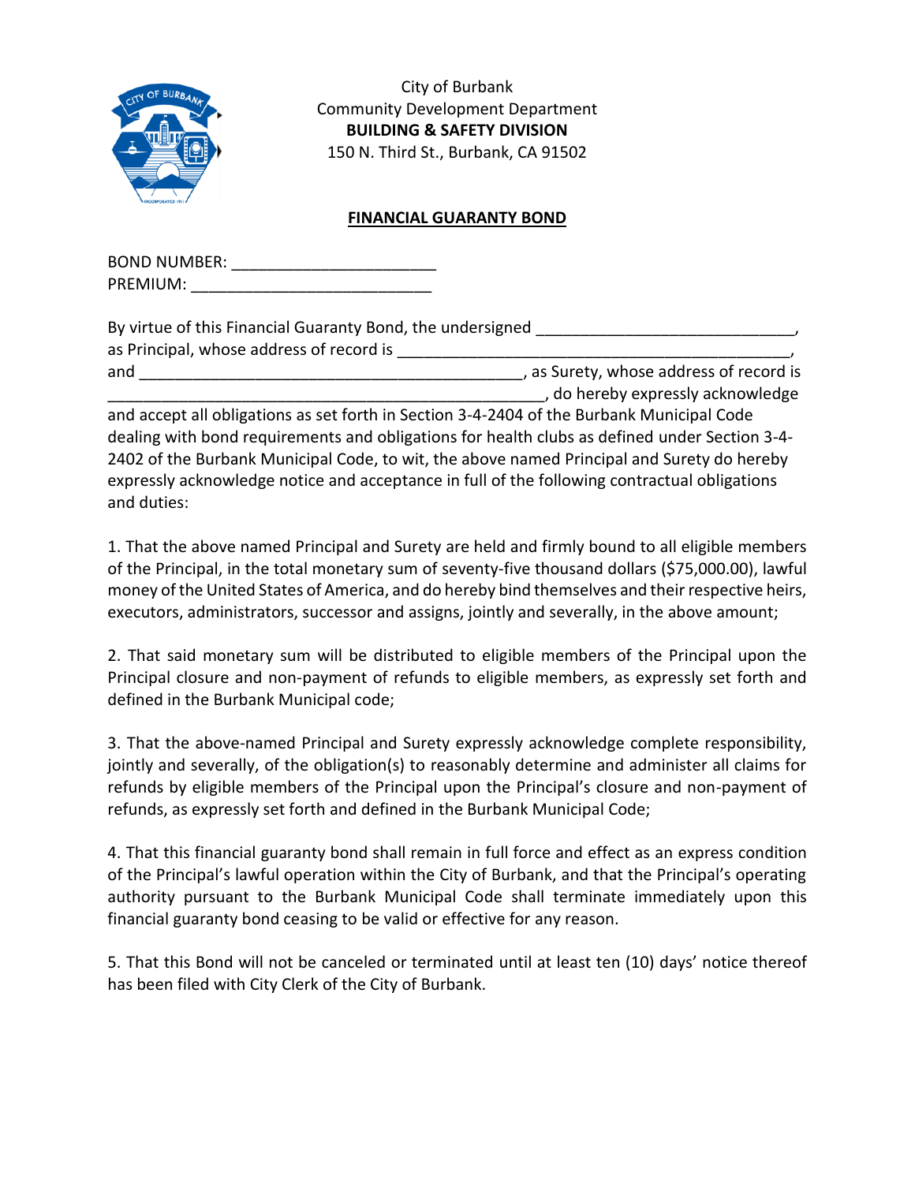City of Burbank
Community Development Department
**BUILDING & SAFETY DIVISION**
150 N. Third St., Burbank, CA 91502

## FINANCIAL GUARANTY BOND

BOND NUMBER: ________________________
PREMIUM: ____________________________

By virtue of this Financial Guaranty Bond, the undersigned ______________________________, as Principal, whose address of record is _______________________________________________, and _____________________________________________, as Surety, whose address of record is __________________________________________________, do hereby expressly acknowledge and accept all obligations as set forth in Section 3-4-2404 of the Burbank Municipal Code dealing with bond requirements and obligations for health clubs as defined under Section 3-4-2402 of the Burbank Municipal Code, to wit, the above named Principal and Surety do hereby expressly acknowledge notice and acceptance in full of the following contractual obligations and duties:

1. That the above named Principal and Surety are held and firmly bound to all eligible members of the Principal, in the total monetary sum of seventy-five thousand dollars ($75,000.00), lawful money of the United States of America, and do hereby bind themselves and their respective heirs, executors, administrators, successor and assigns, jointly and severally, in the above amount;

2. That said monetary sum will be distributed to eligible members of the Principal upon the Principal closure and non-payment of refunds to eligible members, as expressly set forth and defined in the Burbank Municipal code;

3. That the above-named Principal and Surety expressly acknowledge complete responsibility, jointly and severally, of the obligation(s) to reasonably determine and administer all claims for refunds by eligible members of the Principal upon the Principal's closure and non-payment of refunds, as expressly set forth and defined in the Burbank Municipal Code;

4. That this financial guaranty bond shall remain in full force and effect as an express condition of the Principal's lawful operation within the City of Burbank, and that the Principal's operating authority pursuant to the Burbank Municipal Code shall terminate immediately upon this financial guaranty bond ceasing to be valid or effective for any reason.

5. That this Bond will not be canceled or terminated until at least ten (10) days' notice thereof has been filed with City Clerk of the City of Burbank.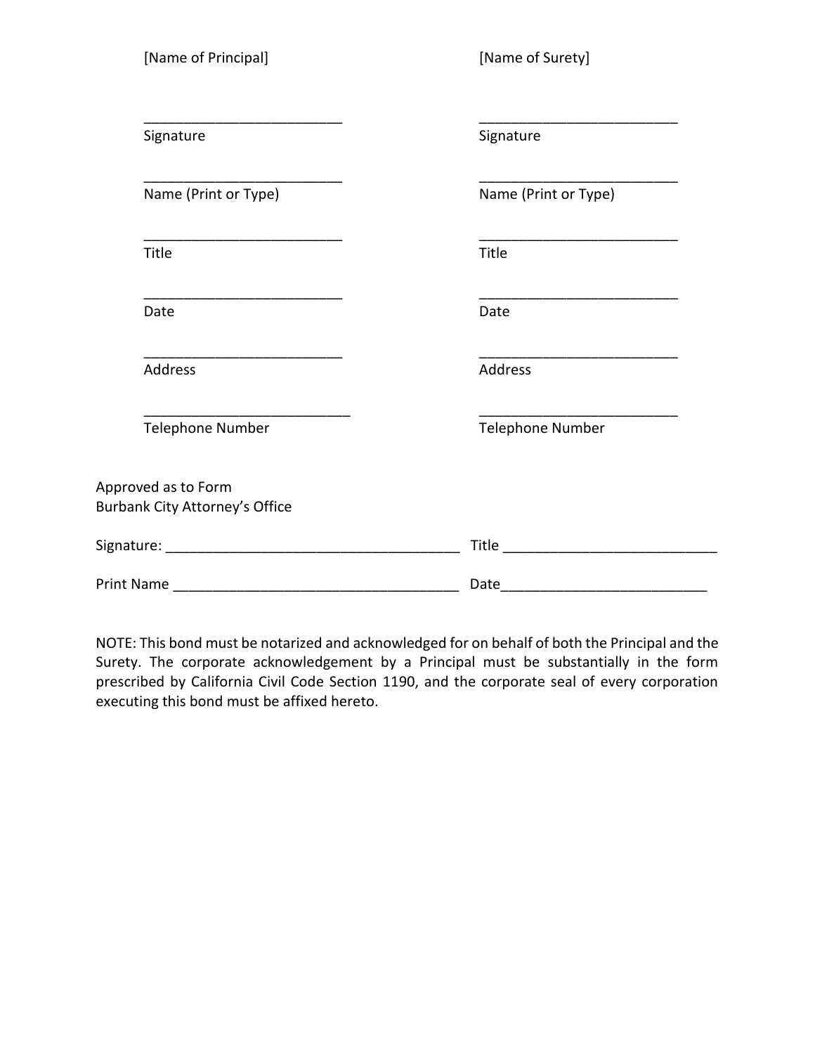| [Name of Principal] | [Name of Surety] |
| --- | --- |
| _________________________ | _________________________ |
| Signature | Signature |
| _________________________ | _________________________ |
| Name (Print or Type) | Name (Print or Type) |
| _________________________ | _________________________ |
| Title | Title |
| _________________________ | _________________________ |
| Date | Date |
| _________________________ | _________________________ |
| Address | Address |
| __________________________ | _________________________ |
| Telephone Number | Telephone Number |

Approved as to Form
Burbank City Attorney's Office

Signature: ____________________________________ Title ___________________________

Print Name ____________________________________ Date__________________________

NOTE: This bond must be notarized and acknowledged for on behalf of both the Principal and the Surety. The corporate acknowledgement by a Principal must be substantially in the form prescribed by California Civil Code Section 1190, and the corporate seal of every corporation executing this bond must be affixed hereto.